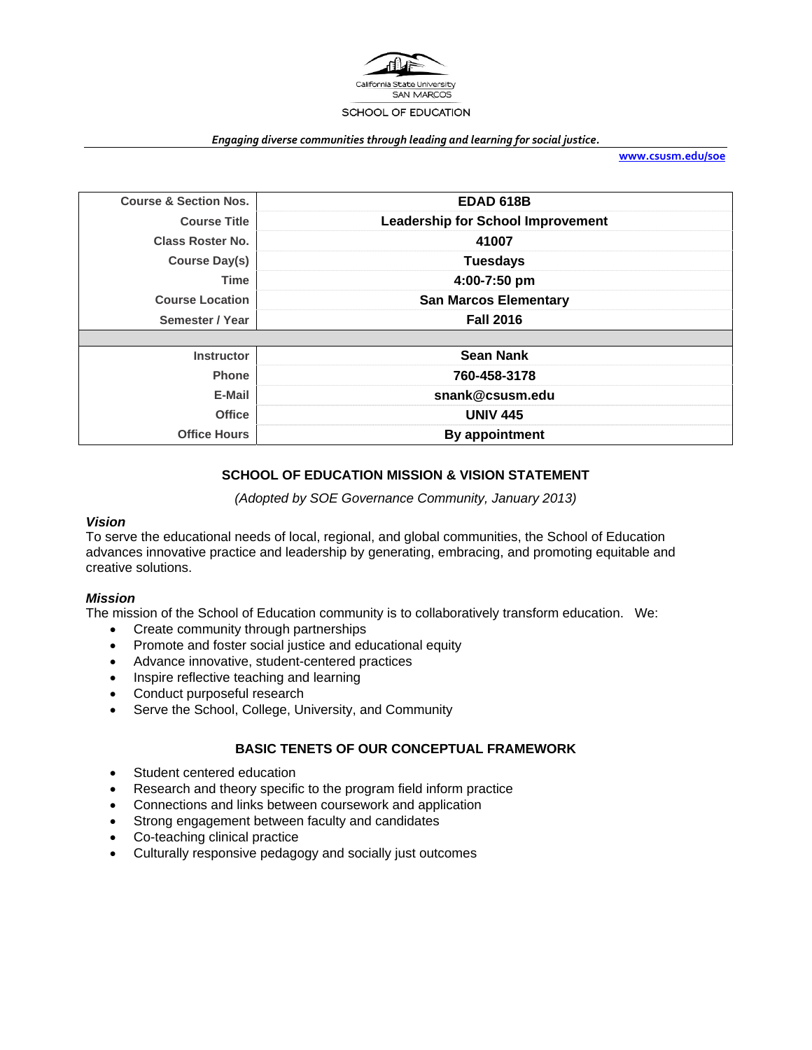California State University
SAN MARCOS

SCHOOL OF EDUCATION

*Engaging diverse communities through leading and learning for social justice.*

**www.csusm.edu/soe**

| | |
|---|---|
| **Course & Section Nos.** | **EDAD 618B** |
| **Course Title** | **Leadership for School Improvement** |
| **Class Roster No.** | **41007** |
| **Course Day(s)** | **Tuesdays** |
| **Time** | **4:00-7:50 pm** |
| **Course Location** | **San Marcos Elementary** |
| **Semester / Year** | **Fall 2016** |
| | |
| **Instructor** | **Sean Nank** |
| **Phone** | **760-458-3178** |
| **E-Mail** | **snank@csusm.edu** |
| **Office** | **UNIV 445** |
| **Office Hours** | **By appointment** |

## SCHOOL OF EDUCATION MISSION & VISION STATEMENT

*(Adopted by SOE Governance Community, January 2013)*

### *Vision*

To serve the educational needs of local, regional, and global communities, the School of Education advances innovative practice and leadership by generating, embracing, and promoting equitable and creative solutions.

### *Mission*

The mission of the School of Education community is to collaboratively transform education. We:

- Create community through partnerships
- Promote and foster social justice and educational equity
- Advance innovative, student-centered practices
- Inspire reflective teaching and learning
- Conduct purposeful research
- Serve the School, College, University, and Community

## BASIC TENETS OF OUR CONCEPTUAL FRAMEWORK

- Student centered education
- Research and theory specific to the program field inform practice
- Connections and links between coursework and application
- Strong engagement between faculty and candidates
- Co-teaching clinical practice
- Culturally responsive pedagogy and socially just outcomes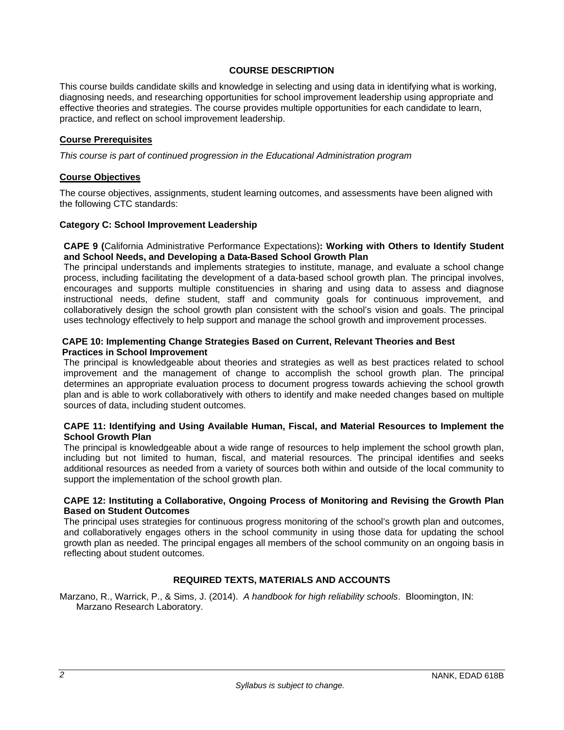## COURSE DESCRIPTION

This course builds candidate skills and knowledge in selecting and using data in identifying what is working, diagnosing needs, and researching opportunities for school improvement leadership using appropriate and effective theories and strategies. The course provides multiple opportunities for each candidate to learn, practice, and reflect on school improvement leadership.

### Course Prerequisites

*This course is part of continued progression in the Educational Administration program*

### Course Objectives

The course objectives, assignments, student learning outcomes, and assessments have been aligned with the following CTC standards:

#### Category C: School Improvement Leadership

**CAPE 9 (**California Administrative Performance Expectations)**: Working with Others to Identify Student and School Needs, and Developing a Data-Based School Growth Plan**
The principal understands and implements strategies to institute, manage, and evaluate a school change process, including facilitating the development of a data-based school growth plan. The principal involves, encourages and supports multiple constituencies in sharing and using data to assess and diagnose instructional needs, define student, staff and community goals for continuous improvement, and collaboratively design the school growth plan consistent with the school's vision and goals. The principal uses technology effectively to help support and manage the school growth and improvement processes.

**CAPE 10: Implementing Change Strategies Based on Current, Relevant Theories and Best Practices in School Improvement**
The principal is knowledgeable about theories and strategies as well as best practices related to school improvement and the management of change to accomplish the school growth plan. The principal determines an appropriate evaluation process to document progress towards achieving the school growth plan and is able to work collaboratively with others to identify and make needed changes based on multiple sources of data, including student outcomes.

**CAPE 11: Identifying and Using Available Human, Fiscal, and Material Resources to Implement the School Growth Plan**
The principal is knowledgeable about a wide range of resources to help implement the school growth plan, including but not limited to human, fiscal, and material resources. The principal identifies and seeks additional resources as needed from a variety of sources both within and outside of the local community to support the implementation of the school growth plan.

**CAPE 12: Instituting a Collaborative, Ongoing Process of Monitoring and Revising the Growth Plan Based on Student Outcomes**
The principal uses strategies for continuous progress monitoring of the school's growth plan and outcomes, and collaboratively engages others in the school community in using those data for updating the school growth plan as needed. The principal engages all members of the school community on an ongoing basis in reflecting about student outcomes.

## REQUIRED TEXTS, MATERIALS AND ACCOUNTS

Marzano, R., Warrick, P., & Sims, J. (2014). *A handbook for high reliability schools*. Bloomington, IN: Marzano Research Laboratory.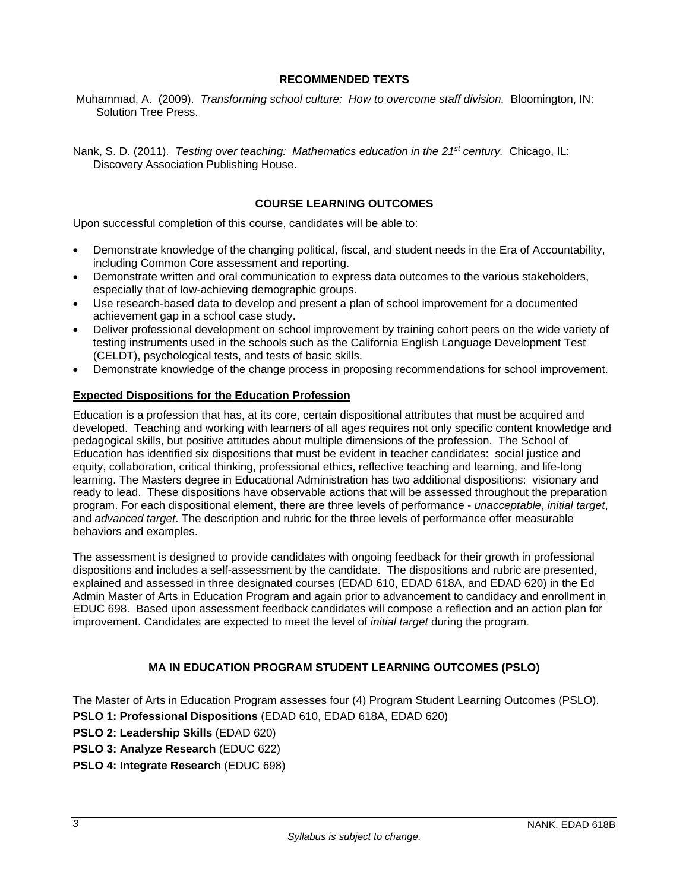## RECOMMENDED TEXTS

Muhammad, A. (2009). *Transforming school culture: How to overcome staff division.* Bloomington, IN: Solution Tree Press.

Nank, S. D. (2011). *Testing over teaching: Mathematics education in the 21st century.* Chicago, IL: Discovery Association Publishing House.

## COURSE LEARNING OUTCOMES

Upon successful completion of this course, candidates will be able to:

- Demonstrate knowledge of the changing political, fiscal, and student needs in the Era of Accountability, including Common Core assessment and reporting.
- Demonstrate written and oral communication to express data outcomes to the various stakeholders, especially that of low-achieving demographic groups.
- Use research-based data to develop and present a plan of school improvement for a documented achievement gap in a school case study.
- Deliver professional development on school improvement by training cohort peers on the wide variety of testing instruments used in the schools such as the California English Language Development Test (CELDT), psychological tests, and tests of basic skills.
- Demonstrate knowledge of the change process in proposing recommendations for school improvement.

### Expected Dispositions for the Education Profession

Education is a profession that has, at its core, certain dispositional attributes that must be acquired and developed. Teaching and working with learners of all ages requires not only specific content knowledge and pedagogical skills, but positive attitudes about multiple dimensions of the profession. The School of Education has identified six dispositions that must be evident in teacher candidates: social justice and equity, collaboration, critical thinking, professional ethics, reflective teaching and learning, and life-long learning. The Masters degree in Educational Administration has two additional dispositions: visionary and ready to lead. These dispositions have observable actions that will be assessed throughout the preparation program. For each dispositional element, there are three levels of performance - *unacceptable*, *initial target*, and *advanced target*. The description and rubric for the three levels of performance offer measurable behaviors and examples.

The assessment is designed to provide candidates with ongoing feedback for their growth in professional dispositions and includes a self-assessment by the candidate. The dispositions and rubric are presented, explained and assessed in three designated courses (EDAD 610, EDAD 618A, and EDAD 620) in the Ed Admin Master of Arts in Education Program and again prior to advancement to candidacy and enrollment in EDUC 698. Based upon assessment feedback candidates will compose a reflection and an action plan for improvement. Candidates are expected to meet the level of *initial target* during the program.

## MA IN EDUCATION PROGRAM STUDENT LEARNING OUTCOMES (PSLO)

The Master of Arts in Education Program assesses four (4) Program Student Learning Outcomes (PSLO).

**PSLO 1: Professional Dispositions** (EDAD 610, EDAD 618A, EDAD 620)

**PSLO 2: Leadership Skills** (EDAD 620)

**PSLO 3: Analyze Research** (EDUC 622)

**PSLO 4: Integrate Research** (EDUC 698)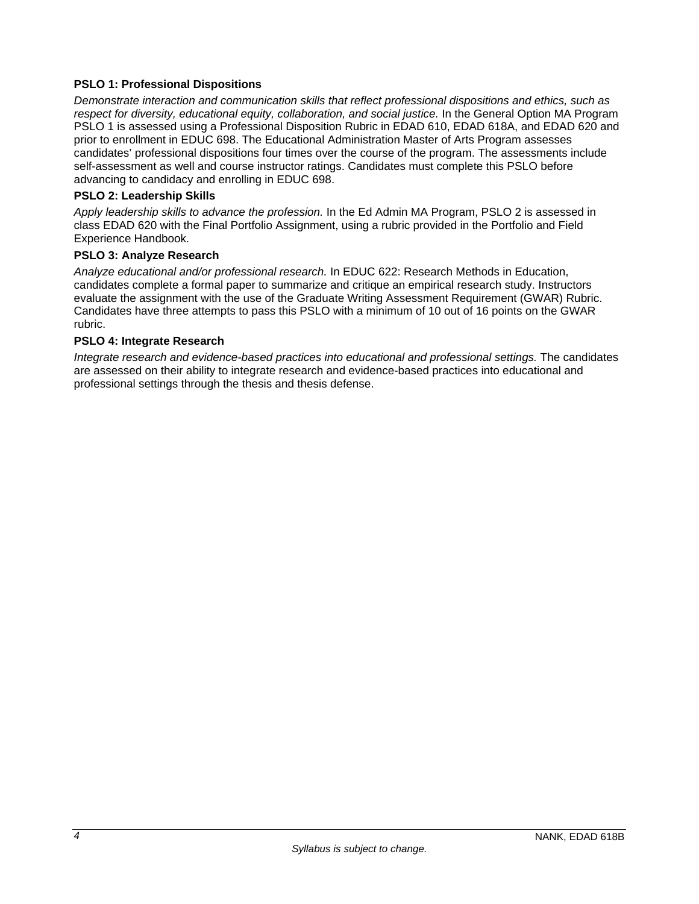**PSLO 1: Professional Dispositions**

*Demonstrate interaction and communication skills that reflect professional dispositions and ethics, such as respect for diversity, educational equity, collaboration, and social justice.* In the General Option MA Program PSLO 1 is assessed using a Professional Disposition Rubric in EDAD 610, EDAD 618A, and EDAD 620 and prior to enrollment in EDUC 698. The Educational Administration Master of Arts Program assesses candidates' professional dispositions four times over the course of the program. The assessments include self-assessment as well and course instructor ratings. Candidates must complete this PSLO before advancing to candidacy and enrolling in EDUC 698.

**PSLO 2: Leadership Skills**

*Apply leadership skills to advance the profession.* In the Ed Admin MA Program, PSLO 2 is assessed in class EDAD 620 with the Final Portfolio Assignment, using a rubric provided in the Portfolio and Field Experience Handbook.

**PSLO 3: Analyze Research**

*Analyze educational and/or professional research.* In EDUC 622: Research Methods in Education, candidates complete a formal paper to summarize and critique an empirical research study. Instructors evaluate the assignment with the use of the Graduate Writing Assessment Requirement (GWAR) Rubric. Candidates have three attempts to pass this PSLO with a minimum of 10 out of 16 points on the GWAR rubric.

**PSLO 4: Integrate Research**

*Integrate research and evidence-based practices into educational and professional settings.* The candidates are assessed on their ability to integrate research and evidence-based practices into educational and professional settings through the thesis and thesis defense.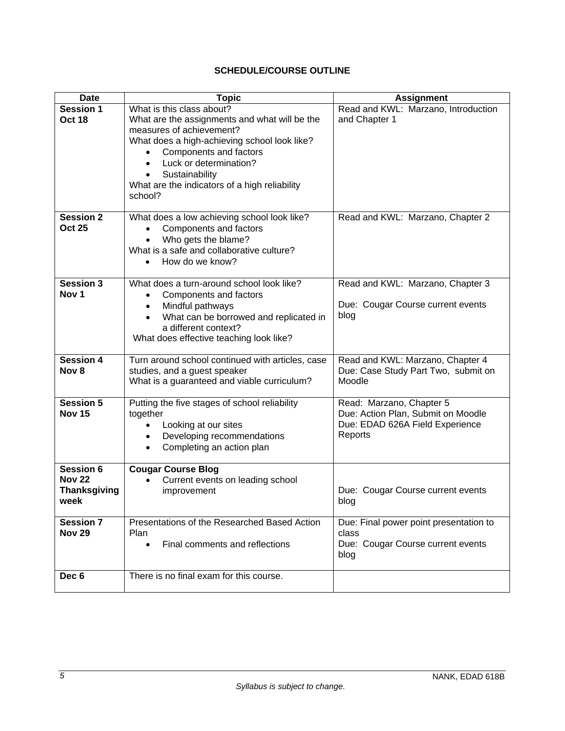**SCHEDULE/COURSE OUTLINE**

| Date | Topic | Assignment |
|---|---|---|
| **Session 1**<br>**Oct 18** | What is this class about?<br>What are the assignments and what will be the measures of achievement?<br>What does a high-achieving school look like?<br>• Components and factors<br>• Luck or determination?<br>• Sustainability<br>What are the indicators of a high reliability school? | Read and KWL: Marzano, Introduction and Chapter 1 |
| **Session 2**<br>**Oct 25** | What does a low achieving school look like?<br>• Components and factors<br>• Who gets the blame?<br>What is a safe and collaborative culture?<br>• How do we know? | Read and KWL: Marzano, Chapter 2 |
| **Session 3**<br>**Nov 1** | What does a turn-around school look like?<br>• Components and factors<br>• Mindful pathways<br>• What can be borrowed and replicated in a different context?<br>What does effective teaching look like? | Read and KWL: Marzano, Chapter 3<br><br>Due: Cougar Course current events blog |
| **Session 4**<br>**Nov 8** | Turn around school continued with articles, case studies, and a guest speaker<br>What is a guaranteed and viable curriculum? | Read and KWL: Marzano, Chapter 4<br>Due: Case Study Part Two, submit on Moodle |
| **Session 5**<br>**Nov 15** | Putting the five stages of school reliability together<br>• Looking at our sites<br>• Developing recommendations<br>• Completing an action plan | Read: Marzano, Chapter 5<br>Due: Action Plan, Submit on Moodle<br>Due: EDAD 626A Field Experience Reports |
| **Session 6**<br>**Nov 22**<br>**Thanksgiving week** | **Cougar Course Blog**<br>• Current events on leading school improvement | Due: Cougar Course current events blog |
| **Session 7**<br>**Nov 29** | Presentations of the Researched Based Action Plan<br>• Final comments and reflections | Due: Final power point presentation to class<br>Due: Cougar Course current events blog |
| **Dec 6** | There is no final exam for this course. | |

*Syllabus is subject to change.*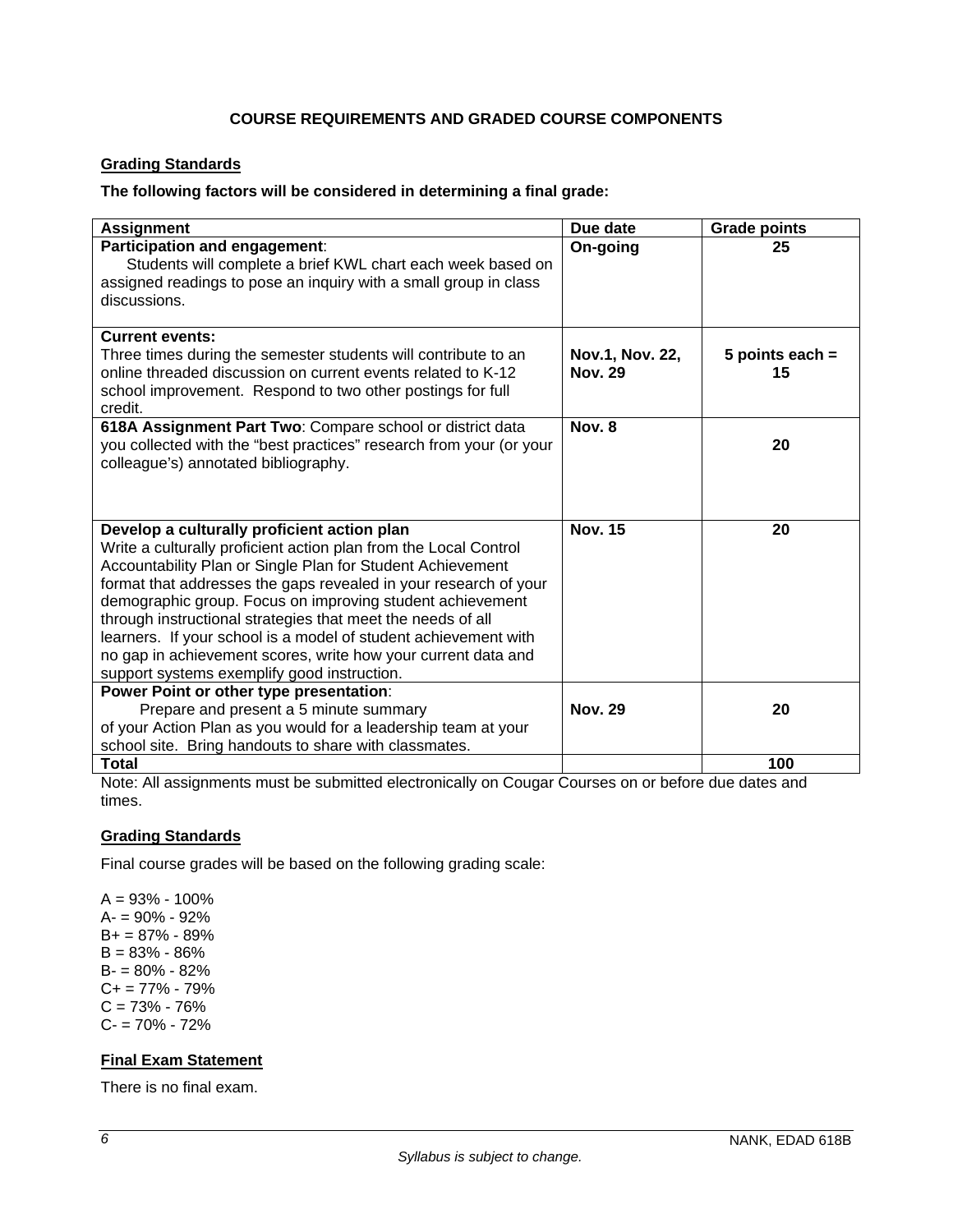## COURSE REQUIREMENTS AND GRADED COURSE COMPONENTS

### Grading Standards

**The following factors will be considered in determining a final grade:**

| Assignment | Due date | Grade points |
|---|---|---|
| **Participation and engagement**: Students will complete a brief KWL chart each week based on assigned readings to pose an inquiry with a small group in class discussions. | **On-going** | **25** |
| **Current events:** Three times during the semester students will contribute to an online threaded discussion on current events related to K-12 school improvement. Respond to two other postings for full credit. | **Nov.1, Nov. 22, Nov. 29** | **5 points each = 15** |
| **618A Assignment Part Two**: Compare school or district data you collected with the "best practices" research from your (or your colleague's) annotated bibliography. | **Nov. 8** | **20** |
| **Develop a culturally proficient action plan** Write a culturally proficient action plan from the Local Control Accountability Plan or Single Plan for Student Achievement format that addresses the gaps revealed in your research of your demographic group. Focus on improving student achievement through instructional strategies that meet the needs of all learners. If your school is a model of student achievement with no gap in achievement scores, write how your current data and support systems exemplify good instruction. | **Nov. 15** | **20** |
| **Power Point or other type presentation**: Prepare and present a 5 minute summary of your Action Plan as you would for a leadership team at your school site. Bring handouts to share with classmates. | **Nov. 29** | **20** |
| **Total** | | **100** |

Note: All assignments must be submitted electronically on Cougar Courses on or before due dates and times.

### Grading Standards

Final course grades will be based on the following grading scale:

A = 93% - 100%
A- = 90% - 92%
B+ = 87% - 89%
B = 83% - 86%
B- = 80% - 82%
C+ = 77% - 79%
C = 73% - 76%
C- = 70% - 72%

### Final Exam Statement

There is no final exam.

*Syllabus is subject to change.*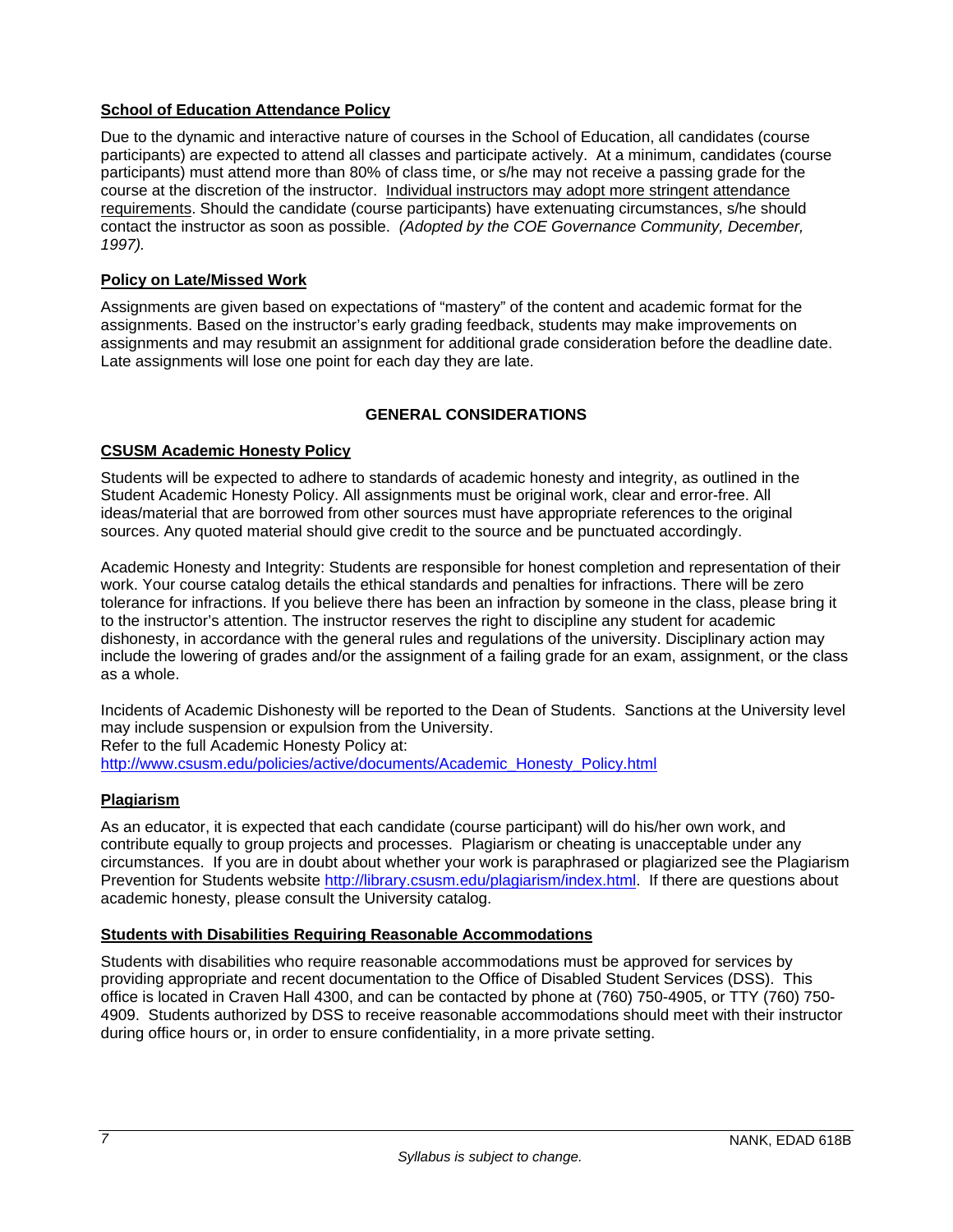### School of Education Attendance Policy

Due to the dynamic and interactive nature of courses in the School of Education, all candidates (course participants) are expected to attend all classes and participate actively. At a minimum, candidates (course participants) must attend more than 80% of class time, or s/he may not receive a passing grade for the course at the discretion of the instructor. Individual instructors may adopt more stringent attendance requirements. Should the candidate (course participants) have extenuating circumstances, s/he should contact the instructor as soon as possible. *(Adopted by the COE Governance Community, December, 1997).*

### Policy on Late/Missed Work

Assignments are given based on expectations of "mastery" of the content and academic format for the assignments. Based on the instructor's early grading feedback, students may make improvements on assignments and may resubmit an assignment for additional grade consideration before the deadline date. Late assignments will lose one point for each day they are late.

## GENERAL CONSIDERATIONS

### CSUSM Academic Honesty Policy

Students will be expected to adhere to standards of academic honesty and integrity, as outlined in the Student Academic Honesty Policy. All assignments must be original work, clear and error-free. All ideas/material that are borrowed from other sources must have appropriate references to the original sources. Any quoted material should give credit to the source and be punctuated accordingly.

Academic Honesty and Integrity: Students are responsible for honest completion and representation of their work. Your course catalog details the ethical standards and penalties for infractions. There will be zero tolerance for infractions. If you believe there has been an infraction by someone in the class, please bring it to the instructor's attention. The instructor reserves the right to discipline any student for academic dishonesty, in accordance with the general rules and regulations of the university. Disciplinary action may include the lowering of grades and/or the assignment of a failing grade for an exam, assignment, or the class as a whole.

Incidents of Academic Dishonesty will be reported to the Dean of Students. Sanctions at the University level may include suspension or expulsion from the University.
Refer to the full Academic Honesty Policy at:
http://www.csusm.edu/policies/active/documents/Academic_Honesty_Policy.html

### Plagiarism

As an educator, it is expected that each candidate (course participant) will do his/her own work, and contribute equally to group projects and processes. Plagiarism or cheating is unacceptable under any circumstances. If you are in doubt about whether your work is paraphrased or plagiarized see the Plagiarism Prevention for Students website http://library.csusm.edu/plagiarism/index.html. If there are questions about academic honesty, please consult the University catalog.

### Students with Disabilities Requiring Reasonable Accommodations

Students with disabilities who require reasonable accommodations must be approved for services by providing appropriate and recent documentation to the Office of Disabled Student Services (DSS). This office is located in Craven Hall 4300, and can be contacted by phone at (760) 750-4905, or TTY (760) 750-4909. Students authorized by DSS to receive reasonable accommodations should meet with their instructor during office hours or, in order to ensure confidentiality, in a more private setting.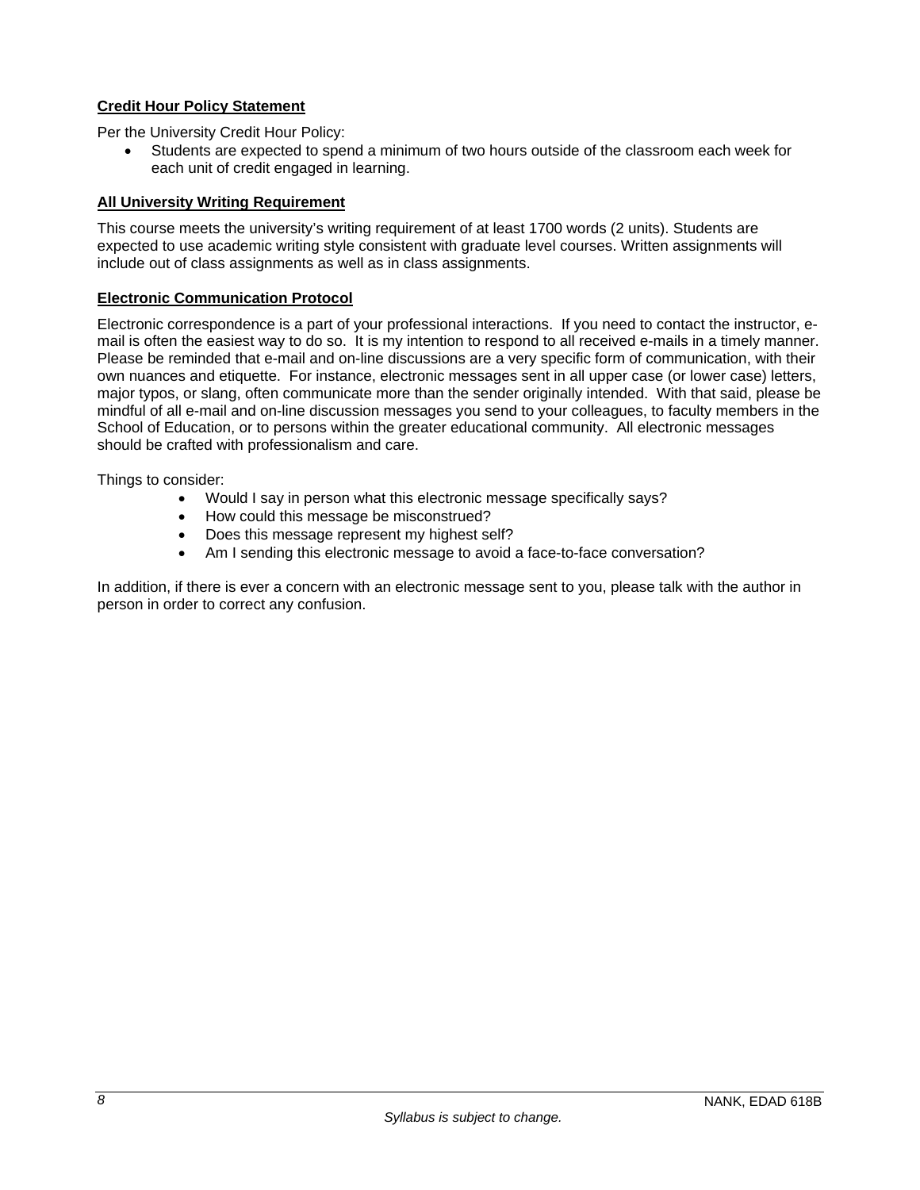**Credit Hour Policy Statement**

Per the University Credit Hour Policy:

- Students are expected to spend a minimum of two hours outside of the classroom each week for each unit of credit engaged in learning.

**All University Writing Requirement**

This course meets the university's writing requirement of at least 1700 words (2 units). Students are expected to use academic writing style consistent with graduate level courses. Written assignments will include out of class assignments as well as in class assignments.

**Electronic Communication Protocol**

Electronic correspondence is a part of your professional interactions. If you need to contact the instructor, e-mail is often the easiest way to do so. It is my intention to respond to all received e-mails in a timely manner. Please be reminded that e-mail and on-line discussions are a very specific form of communication, with their own nuances and etiquette. For instance, electronic messages sent in all upper case (or lower case) letters, major typos, or slang, often communicate more than the sender originally intended. With that said, please be mindful of all e-mail and on-line discussion messages you send to your colleagues, to faculty members in the School of Education, or to persons within the greater educational community. All electronic messages should be crafted with professionalism and care.

Things to consider:

- Would I say in person what this electronic message specifically says?
- How could this message be misconstrued?
- Does this message represent my highest self?
- Am I sending this electronic message to avoid a face-to-face conversation?

In addition, if there is ever a concern with an electronic message sent to you, please talk with the author in person in order to correct any confusion.